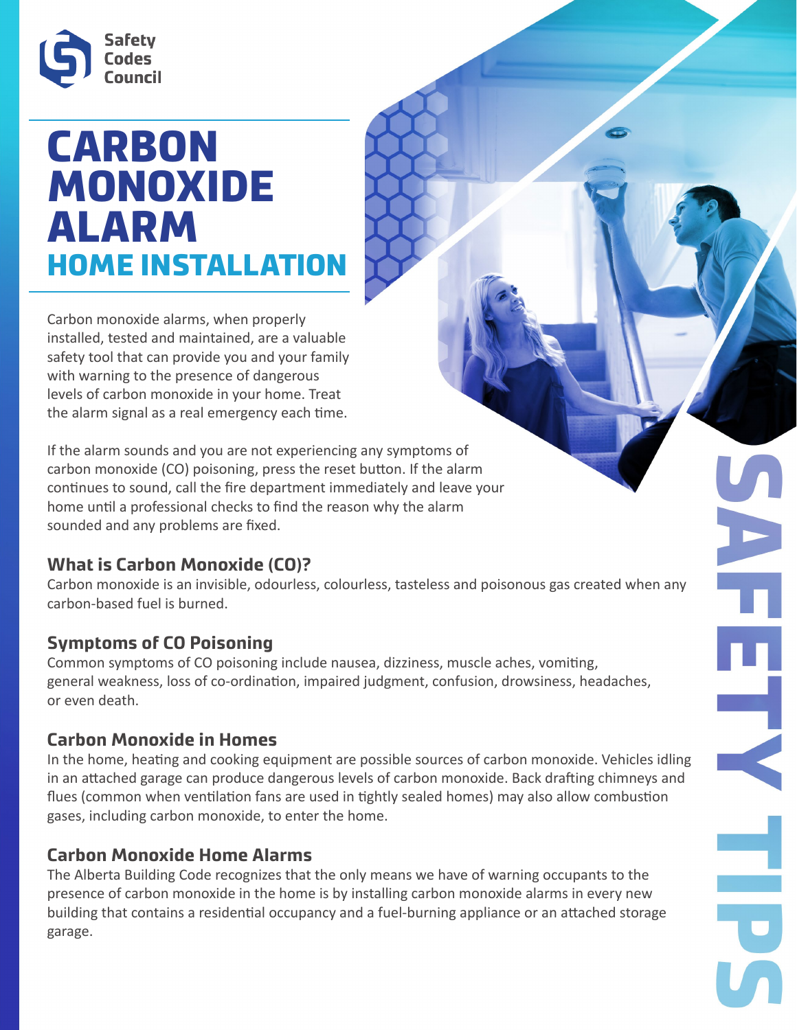Safety Codes Council

# CARBON MONOXIDE ALARM

## HOME INSTALLATION

Carbon monoxide alarms, when properly installed, tested and maintained, are a valuable safety tool that can provide you and your family with warning to the presence of dangerous levels of carbon monoxide in your home. Treat the alarm signal as a real emergency each time.

If the alarm sounds and you are not experiencing any symptoms of carbon monoxide (CO) poisoning, press the reset button. If the alarm continues to sound, call the fire department immediately and leave your home until a professional checks to find the reason why the alarm sounded and any problems are fixed.

### What is Carbon Monoxide (CO)?

Carbon monoxide is an invisible, odourless, colourless, tasteless and poisonous gas created when any carbon-based fuel is burned.

### Symptoms of CO Poisoning

Common symptoms of CO poisoning include nausea, dizziness, muscle aches, vomiting, general weakness, loss of co-ordination, impaired judgment, confusion, drowsiness, headaches, or even death.

### Carbon Monoxide in Homes

In the home, heating and cooking equipment are possible sources of carbon monoxide. Vehicles idling in an attached garage can produce dangerous levels of carbon monoxide. Back drafting chimneys and flues (common when ventilation fans are used in tightly sealed homes) may also allow combustion gases, including carbon monoxide, to enter the home.

### Carbon Monoxide Home Alarms

The Alberta Building Code recognizes that the only means we have of warning occupants to the presence of carbon monoxide in the home is by installing carbon monoxide alarms in every new building that contains a residential occupancy and a fuel-burning appliance or an attached storage garage.

SAFETY TIPS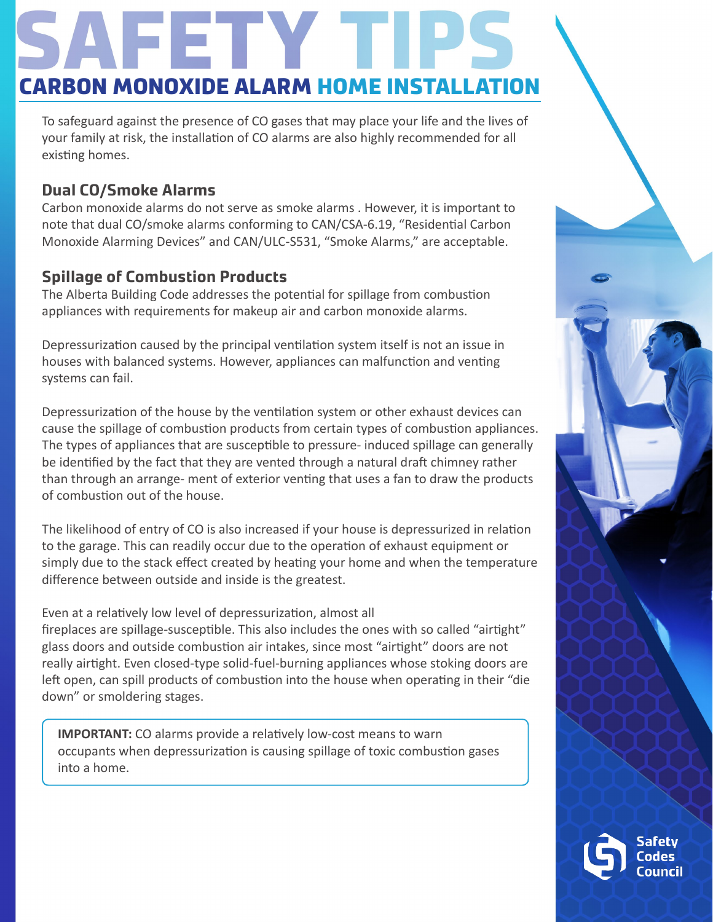# SAFETY TIPS

## CARBON MONOXIDE ALARM HOME INSTALLATION

To safeguard against the presence of CO gases that may place your life and the lives of your family at risk, the installation of CO alarms are also highly recommended for all existing homes.

### Dual CO/Smoke Alarms

Carbon monoxide alarms do not serve as smoke alarms . However, it is important to note that dual CO/smoke alarms conforming to CAN/CSA-6.19, "Residential Carbon Monoxide Alarming Devices" and CAN/ULC-S531, "Smoke Alarms," are acceptable.

### Spillage of Combustion Products

The Alberta Building Code addresses the potential for spillage from combustion appliances with requirements for makeup air and carbon monoxide alarms.

Depressurization caused by the principal ventilation system itself is not an issue in houses with balanced systems. However, appliances can malfunction and venting systems can fail.

Depressurization of the house by the ventilation system or other exhaust devices can cause the spillage of combustion products from certain types of combustion appliances. The types of appliances that are susceptible to pressure- induced spillage can generally be identified by the fact that they are vented through a natural draft chimney rather than through an arrange- ment of exterior venting that uses a fan to draw the products of combustion out of the house.

The likelihood of entry of CO is also increased if your house is depressurized in relation to the garage. This can readily occur due to the operation of exhaust equipment or simply due to the stack effect created by heating your home and when the temperature difference between outside and inside is the greatest.

Even at a relatively low level of depressurization, almost all fireplaces are spillage-susceptible. This also includes the ones with so called "airtight" glass doors and outside combustion air intakes, since most "airtight" doors are not really airtight. Even closed-type solid-fuel-burning appliances whose stoking doors are left open, can spill products of combustion into the house when operating in their "die down" or smoldering stages.

**IMPORTANT:** CO alarms provide a relatively low-cost means to warn occupants when depressurization is causing spillage of toxic combustion gases into a home.

Safety Codes Council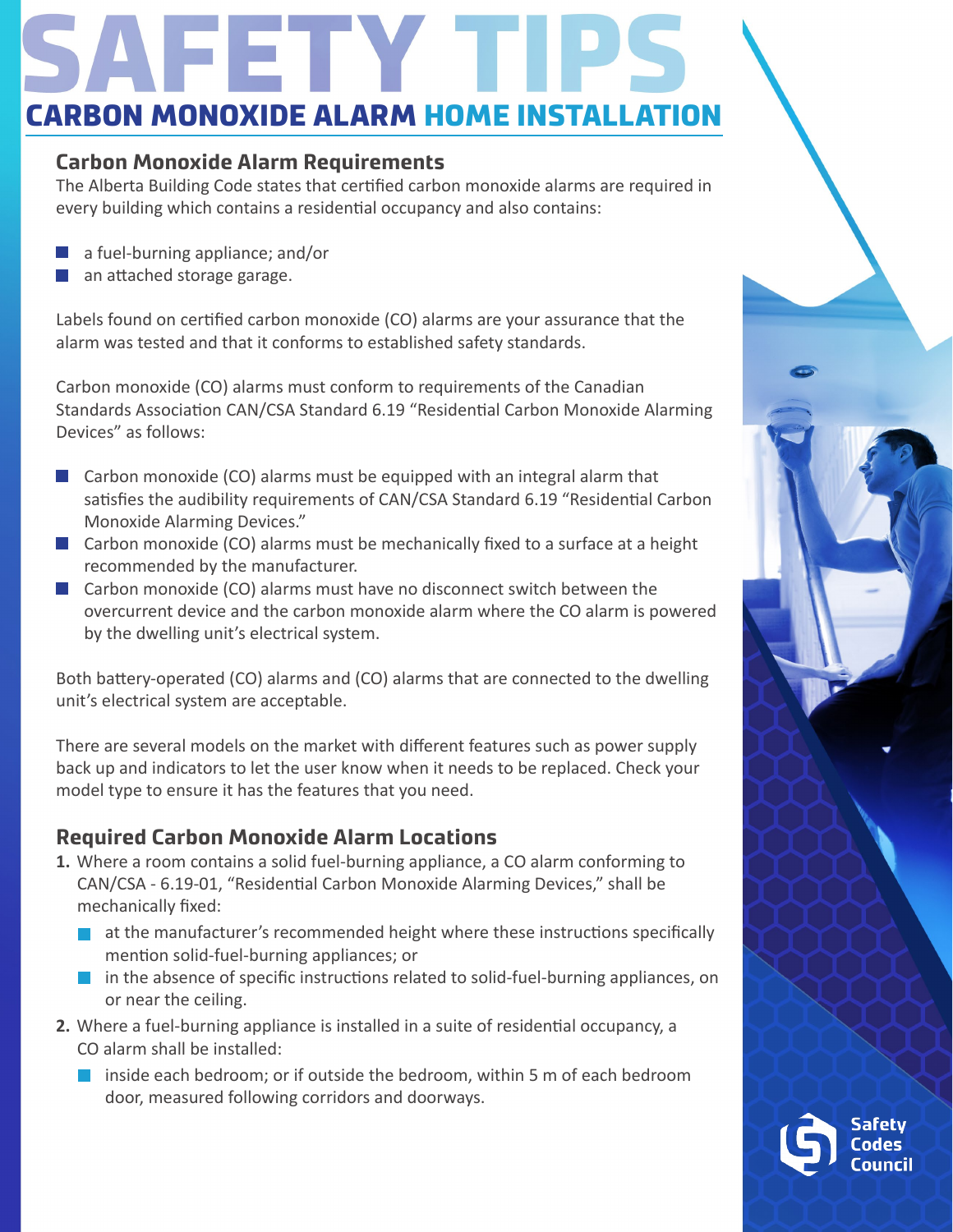# SAFETY TIPS

## CARBON MONOXIDE ALARM HOME INSTALLATION

### Carbon Monoxide Alarm Requirements

The Alberta Building Code states that certified carbon monoxide alarms are required in every building which contains a residential occupancy and also contains:

- a fuel-burning appliance; and/or
- an attached storage garage.

Labels found on certified carbon monoxide (CO) alarms are your assurance that the alarm was tested and that it conforms to established safety standards.

Carbon monoxide (CO) alarms must conform to requirements of the Canadian Standards Association CAN/CSA Standard 6.19 "Residential Carbon Monoxide Alarming Devices" as follows:

- Carbon monoxide (CO) alarms must be equipped with an integral alarm that satisfies the audibility requirements of CAN/CSA Standard 6.19 "Residential Carbon Monoxide Alarming Devices."
- Carbon monoxide (CO) alarms must be mechanically fixed to a surface at a height recommended by the manufacturer.
- Carbon monoxide (CO) alarms must have no disconnect switch between the overcurrent device and the carbon monoxide alarm where the CO alarm is powered by the dwelling unit's electrical system.

Both battery-operated (CO) alarms and (CO) alarms that are connected to the dwelling unit's electrical system are acceptable.

There are several models on the market with different features such as power supply back up and indicators to let the user know when it needs to be replaced. Check your model type to ensure it has the features that you need.

### Required Carbon Monoxide Alarm Locations

1. Where a room contains a solid fuel-burning appliance, a CO alarm conforming to CAN/CSA - 6.19-01, "Residential Carbon Monoxide Alarming Devices," shall be mechanically fixed:
   - at the manufacturer's recommended height where these instructions specifically mention solid-fuel-burning appliances; or
   - in the absence of specific instructions related to solid-fuel-burning appliances, on or near the ceiling.
2. Where a fuel-burning appliance is installed in a suite of residential occupancy, a CO alarm shall be installed:
   - inside each bedroom; or if outside the bedroom, within 5 m of each bedroom door, measured following corridors and doorways.

Safety Codes Council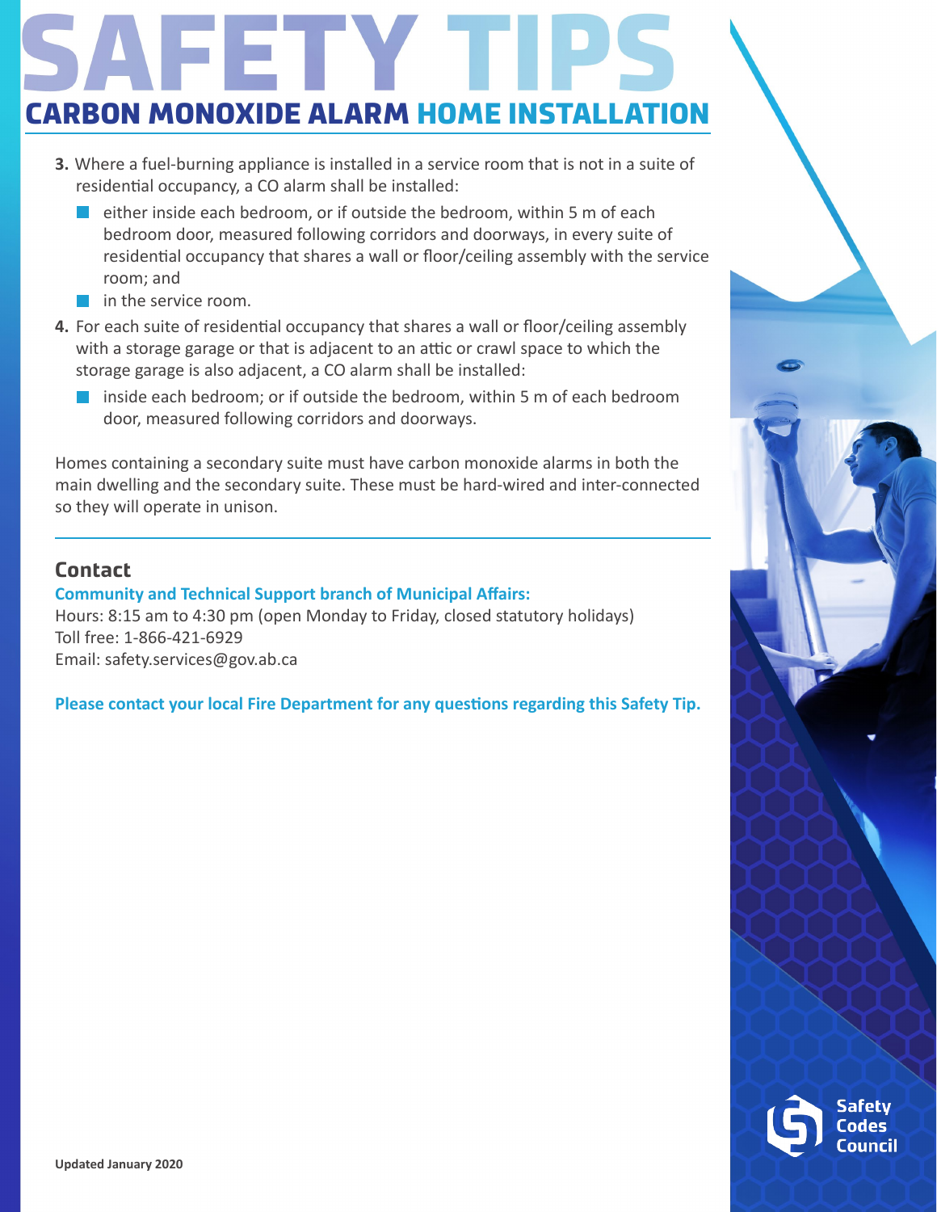# SAFETY TIPS

## CARBON MONOXIDE ALARM HOME INSTALLATION

3. Where a fuel-burning appliance is installed in a service room that is not in a suite of residential occupancy, a CO alarm shall be installed:
   - either inside each bedroom, or if outside the bedroom, within 5 m of each bedroom door, measured following corridors and doorways, in every suite of residential occupancy that shares a wall or floor/ceiling assembly with the service room; and
   - in the service room.
4. For each suite of residential occupancy that shares a wall or floor/ceiling assembly with a storage garage or that is adjacent to an attic or crawl space to which the storage garage is also adjacent, a CO alarm shall be installed:
   - inside each bedroom; or if outside the bedroom, within 5 m of each bedroom door, measured following corridors and doorways.

Homes containing a secondary suite must have carbon monoxide alarms in both the main dwelling and the secondary suite. These must be hard-wired and inter-connected so they will operate in unison.

### Contact

**Community and Technical Support branch of Municipal Affairs:**
Hours: 8:15 am to 4:30 pm (open Monday to Friday, closed statutory holidays)
Toll free: 1-866-421-6929
Email: safety.services@gov.ab.ca

**Please contact your local Fire Department for any questions regarding this Safety Tip.**

**Updated January 2020**

Safety Codes Council